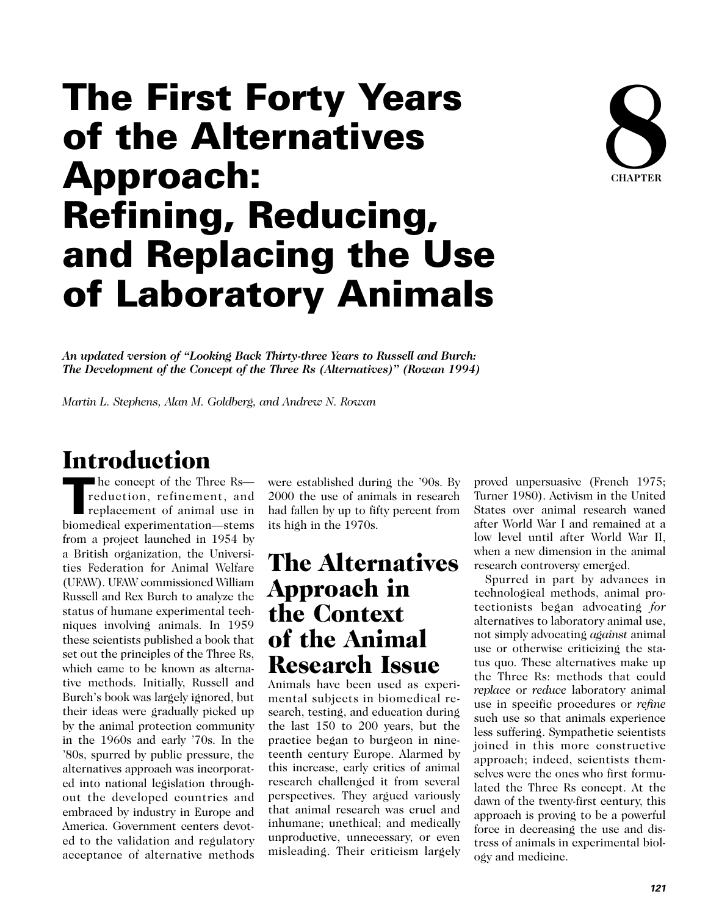# The First Forty Years of the Alternatives Approach: Refining, Reducing, and Replacing the Use of Laboratory Animals

8 CHAPTER

***An updated version of "Looking Back Thirty-three Years to Russell and Burch: The Development of the Concept of the Three Rs (Alternatives)" (Rowan 1994)***

*Martin L. Stephens, Alan M. Goldberg, and Andrew N. Rowan*

## Introduction

The concept of the Three Rs—reduction, refinement, and replacement of animal use in biomedical experimentation—stems from a project launched in 1954 by a British organization, the Universities Federation for Animal Welfare (UFAW). UFAW commissioned William Russell and Rex Burch to analyze the status of humane experimental techniques involving animals. In 1959 these scientists published a book that set out the principles of the Three Rs, which came to be known as alternative methods. Initially, Russell and Burch's book was largely ignored, but their ideas were gradually picked up by the animal protection community in the 1960s and early '70s. In the '80s, spurred by public pressure, the alternatives approach was incorporated into national legislation throughout the developed countries and embraced by industry in Europe and America. Government centers devoted to the validation and regulatory acceptance of alternative methods were established during the '90s. By 2000 the use of animals in research had fallen by up to fifty percent from its high in the 1970s.

## The Alternatives Approach in the Context of the Animal Research Issue

Animals have been used as experimental subjects in biomedical research, testing, and education during the last 150 to 200 years, but the practice began to burgeon in nineteenth century Europe. Alarmed by this increase, early critics of animal research challenged it from several perspectives. They argued variously that animal research was cruel and inhumane; unethical; and medically unproductive, unnecessary, or even misleading. Their criticism largely proved unpersuasive (French 1975; Turner 1980). Activism in the United States over animal research waned after World War I and remained at a low level until after World War II, when a new dimension in the animal research controversy emerged.

Spurred in part by advances in technological methods, animal protectionists began advocating *for* alternatives to laboratory animal use, not simply advocating *against* animal use or otherwise criticizing the status quo. These alternatives make up the Three Rs: methods that could *replace* or *reduce* laboratory animal use in specific procedures or *refine* such use so that animals experience less suffering. Sympathetic scientists joined in this more constructive approach; indeed, scientists themselves were the ones who first formulated the Three Rs concept. At the dawn of the twenty-first century, this approach is proving to be a powerful force in decreasing the use and distress of animals in experimental biology and medicine.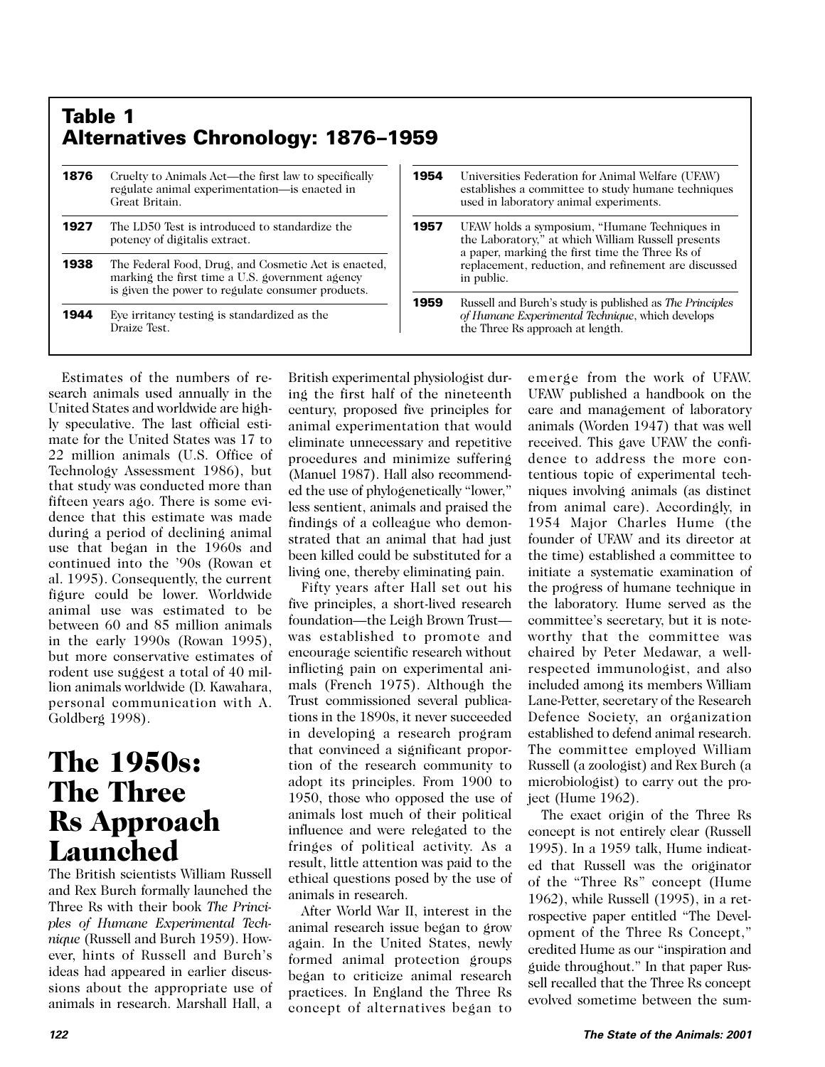## Table 1
## Alternatives Chronology: 1876–1959

| Year | Event |
|---|---|
| **1876** | Cruelty to Animals Act—the first law to specifically regulate animal experimentation—is enacted in Great Britain. |
| **1927** | The LD50 Test is introduced to standardize the potency of digitalis extract. |
| **1938** | The Federal Food, Drug, and Cosmetic Act is enacted, marking the first time a U.S. government agency is given the power to regulate consumer products. |
| **1944** | Eye irritancy testing is standardized as the Draize Test. |
| **1954** | Universities Federation for Animal Welfare (UFAW) establishes a committee to study humane techniques used in laboratory animal experiments. |
| **1957** | UFAW holds a symposium, "Humane Techniques in the Laboratory," at which William Russell presents a paper, marking the first time the Three Rs of replacement, reduction, and refinement are discussed in public. |
| **1959** | Russell and Burch's study is published as *The Principles of Humane Experimental Technique*, which develops the Three Rs approach at length. |

Estimates of the numbers of research animals used annually in the United States and worldwide are highly speculative. The last official estimate for the United States was 17 to 22 million animals (U.S. Office of Technology Assessment 1986), but that study was conducted more than fifteen years ago. There is some evidence that this estimate was made during a period of declining animal use that began in the 1960s and continued into the '90s (Rowan et al. 1995). Consequently, the current figure could be lower. Worldwide animal use was estimated to be between 60 and 85 million animals in the early 1990s (Rowan 1995), but more conservative estimates of rodent use suggest a total of 40 million animals worldwide (D. Kawahara, personal communication with A. Goldberg 1998).

# The 1950s: The Three Rs Approach Launched

The British scientists William Russell and Rex Burch formally launched the Three Rs with their book *The Principles of Humane Experimental Technique* (Russell and Burch 1959). However, hints of Russell and Burch's ideas had appeared in earlier discussions about the appropriate use of animals in research. Marshall Hall, a British experimental physiologist during the first half of the nineteenth century, proposed five principles for animal experimentation that would eliminate unnecessary and repetitive procedures and minimize suffering (Manuel 1987). Hall also recommended the use of phylogenetically "lower," less sentient, animals and praised the findings of a colleague who demonstrated that an animal that had just been killed could be substituted for a living one, thereby eliminating pain.

Fifty years after Hall set out his five principles, a short-lived research foundation—the Leigh Brown Trust—was established to promote and encourage scientific research without inflicting pain on experimental animals (French 1975). Although the Trust commissioned several publications in the 1890s, it never succeeded in developing a research program that convinced a significant proportion of the research community to adopt its principles. From 1900 to 1950, those who opposed the use of animals lost much of their political influence and were relegated to the fringes of political activity. As a result, little attention was paid to the ethical questions posed by the use of animals in research.

After World War II, interest in the animal research issue began to grow again. In the United States, newly formed animal protection groups began to criticize animal research practices. In England the Three Rs concept of alternatives began to emerge from the work of UFAW. UFAW published a handbook on the care and management of laboratory animals (Worden 1947) that was well received. This gave UFAW the confidence to address the more contentious topic of experimental techniques involving animals (as distinct from animal care). Accordingly, in 1954 Major Charles Hume (the founder of UFAW and its director at the time) established a committee to initiate a systematic examination of the progress of humane technique in the laboratory. Hume served as the committee's secretary, but it is noteworthy that the committee was chaired by Peter Medawar, a well-respected immunologist, and also included among its members William Lane-Petter, secretary of the Research Defence Society, an organization established to defend animal research. The committee employed William Russell (a zoologist) and Rex Burch (a microbiologist) to carry out the project (Hume 1962).

The exact origin of the Three Rs concept is not entirely clear (Russell 1995). In a 1959 talk, Hume indicated that Russell was the originator of the "Three Rs" concept (Hume 1962), while Russell (1995), in a retrospective paper entitled "The Development of the Three Rs Concept," credited Hume as our "inspiration and guide throughout." In that paper Russell recalled that the Three Rs concept evolved sometime between the sum-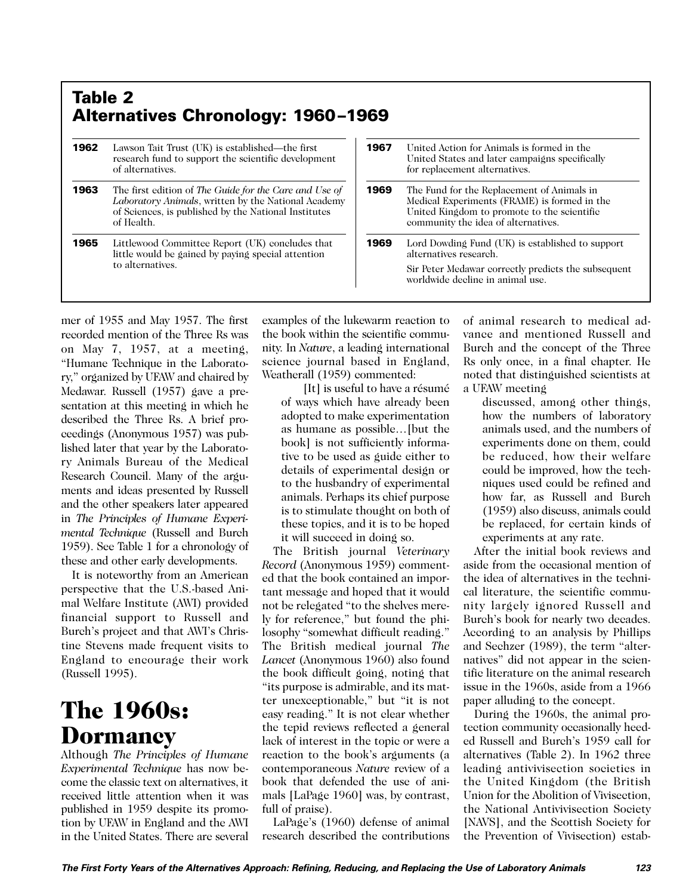## Table 2
## Alternatives Chronology: 1960–1969

| Year | Event |
|---|---|
| **1962** | Lawson Tait Trust (UK) is established—the first research fund to support the scientific development of alternatives. |
| **1963** | The first edition of *The Guide for the Care and Use of Laboratory Animals*, written by the National Academy of Sciences, is published by the National Institutes of Health. |
| **1965** | Littlewood Committee Report (UK) concludes that little would be gained by paying special attention to alternatives. |
| **1967** | United Action for Animals is formed in the United States and later campaigns specifically for replacement alternatives. |
| **1969** | The Fund for the Replacement of Animals in Medical Experiments (FRAME) is formed in the United Kingdom to promote to the scientific community the idea of alternatives. |
| **1969** | Lord Dowding Fund (UK) is established to support alternatives research. Sir Peter Medawar correctly predicts the subsequent worldwide decline in animal use. |

mer of 1955 and May 1957. The first recorded mention of the Three Rs was on May 7, 1957, at a meeting, "Humane Technique in the Laboratory," organized by UFAW and chaired by Medawar. Russell (1957) gave a presentation at this meeting in which he described the Three Rs. A brief proceedings (Anonymous 1957) was published later that year by the Laboratory Animals Bureau of the Medical Research Council. Many of the arguments and ideas presented by Russell and the other speakers later appeared in *The Principles of Humane Experimental Technique* (Russell and Burch 1959). See Table 1 for a chronology of these and other early developments.

It is noteworthy from an American perspective that the U.S.-based Animal Welfare Institute (AWI) provided financial support to Russell and Burch's project and that AWI's Christine Stevens made frequent visits to England to encourage their work (Russell 1995).

# The 1960s: Dormancy

Although *The Principles of Humane Experimental Technique* has now become the classic text on alternatives, it received little attention when it was published in 1959 despite its promotion by UFAW in England and the AWI in the United States. There are several examples of the lukewarm reaction to the book within the scientific community. In *Nature*, a leading international science journal based in England, Weatherall (1959) commented:

> [It] is useful to have a résumé of ways which have already been adopted to make experimentation as humane as possible…[but the book] is not sufficiently informative to be used as guide either to details of experimental design or to the husbandry of experimental animals. Perhaps its chief purpose is to stimulate thought on both of these topics, and it is to be hoped it will succeed in doing so.

The British journal *Veterinary Record* (Anonymous 1959) commented that the book contained an important message and hoped that it would not be relegated "to the shelves merely for reference," but found the philosophy "somewhat difficult reading." The British medical journal *The Lancet* (Anonymous 1960) also found the book difficult going, noting that "its purpose is admirable, and its matter unexceptionable," but "it is not easy reading." It is not clear whether the tepid reviews reflected a general lack of interest in the topic or were a reaction to the book's arguments (a contemporaneous *Nature* review of a book that defended the use of animals [LaPage 1960] was, by contrast, full of praise).

LaPage's (1960) defense of animal research described the contributions of animal research to medical advance and mentioned Russell and Burch and the concept of the Three Rs only once, in a final chapter. He noted that distinguished scientists at a UFAW meeting

> discussed, among other things, how the numbers of laboratory animals used, and the numbers of experiments done on them, could be reduced, how their welfare could be improved, how the techniques used could be refined and how far, as Russell and Burch (1959) also discuss, animals could be replaced, for certain kinds of experiments at any rate.

After the initial book reviews and aside from the occasional mention of the idea of alternatives in the technical literature, the scientific community largely ignored Russell and Burch's book for nearly two decades. According to an analysis by Phillips and Sechzer (1989), the term "alternatives" did not appear in the scientific literature on the animal research issue in the 1960s, aside from a 1966 paper alluding to the concept.

During the 1960s, the animal protection community occasionally heeded Russell and Burch's 1959 call for alternatives (Table 2). In 1962 three leading antivivisection societies in the United Kingdom (the British Union for the Abolition of Vivisection, the National Antivivisection Society [NAVS], and the Scottish Society for the Prevention of Vivisection) estab-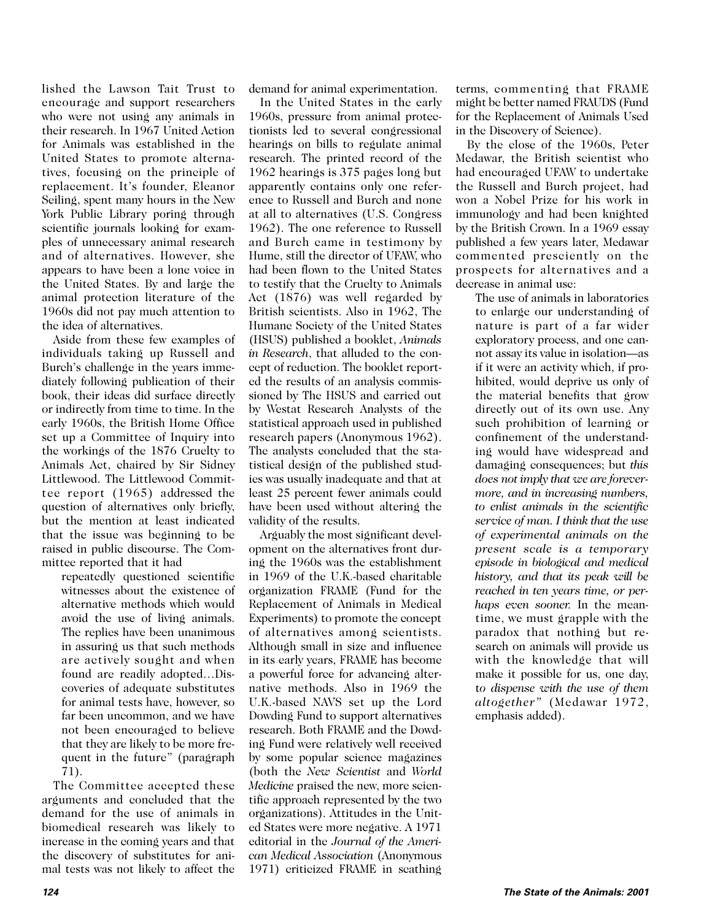lished the Lawson Tait Trust to encourage and support researchers who were not using any animals in their research. In 1967 United Action for Animals was established in the United States to promote alternatives, focusing on the principle of replacement. It's founder, Eleanor Seiling, spent many hours in the New York Public Library poring through scientific journals looking for examples of unnecessary animal research and of alternatives. However, she appears to have been a lone voice in the United States. By and large the animal protection literature of the 1960s did not pay much attention to the idea of alternatives.

Aside from these few examples of individuals taking up Russell and Burch's challenge in the years immediately following publication of their book, their ideas did surface directly or indirectly from time to time. In the early 1960s, the British Home Office set up a Committee of Inquiry into the workings of the 1876 Cruelty to Animals Act, chaired by Sir Sidney Littlewood. The Littlewood Committee report (1965) addressed the question of alternatives only briefly, but the mention at least indicated that the issue was beginning to be raised in public discourse. The Committee reported that it had

> repeatedly questioned scientific witnesses about the existence of alternative methods which would avoid the use of living animals. The replies have been unanimous in assuring us that such methods are actively sought and when found are readily adopted...Discoveries of adequate substitutes for animal tests have, however, so far been uncommon, and we have not been encouraged to believe that they are likely to be more frequent in the future" (paragraph 71).

The Committee accepted these arguments and concluded that the demand for the use of animals in biomedical research was likely to increase in the coming years and that the discovery of substitutes for animal tests was not likely to affect the demand for animal experimentation.

In the United States in the early 1960s, pressure from animal protectionists led to several congressional hearings on bills to regulate animal research. The printed record of the 1962 hearings is 375 pages long but apparently contains only one reference to Russell and Burch and none at all to alternatives (U.S. Congress 1962). The one reference to Russell and Burch came in testimony by Hume, still the director of UFAW, who had been flown to the United States to testify that the Cruelty to Animals Act (1876) was well regarded by British scientists. Also in 1962, The Humane Society of the United States (HSUS) published a booklet, *Animals in Research*, that alluded to the concept of reduction. The booklet reported the results of an analysis commissioned by The HSUS and carried out by Westat Research Analysts of the statistical approach used in published research papers (Anonymous 1962). The analysts concluded that the statistical design of the published studies was usually inadequate and that at least 25 percent fewer animals could have been used without altering the validity of the results.

Arguably the most significant development on the alternatives front during the 1960s was the establishment in 1969 of the U.K.-based charitable organization FRAME (Fund for the Replacement of Animals in Medical Experiments) to promote the concept of alternatives among scientists. Although small in size and influence in its early years, FRAME has become a powerful force for advancing alternative methods. Also in 1969 the U.K.-based NAVS set up the Lord Dowding Fund to support alternatives research. Both FRAME and the Dowding Fund were relatively well received by some popular science magazines (both the *New Scientist* and *World Medicine* praised the new, more scientific approach represented by the two organizations). Attitudes in the United States were more negative. A 1971 editorial in the *Journal of the American Medical Association* (Anonymous 1971) criticized FRAME in scathing terms, commenting that FRAME might be better named FRAUDS (Fund for the Replacement of Animals Used in the Discovery of Science).

By the close of the 1960s, Peter Medawar, the British scientist who had encouraged UFAW to undertake the Russell and Burch project, had won a Nobel Prize for his work in immunology and had been knighted by the British Crown. In a 1969 essay published a few years later, Medawar commented presciently on the prospects for alternatives and a decrease in animal use:

> The use of animals in laboratories to enlarge our understanding of nature is part of a far wider exploratory process, and one cannot assay its value in isolation—as if it were an activity which, if prohibited, would deprive us only of the material benefits that grow directly out of its own use. Any such prohibition of learning or confinement of the understanding would have widespread and damaging consequences; but *this does not imply that we are forevermore, and in increasing numbers, to enlist animals in the scientific service of man. I think that the use of experimental animals on the present scale is a temporary episode in biological and medical history, and that its peak will be reached in ten years time, or perhaps even sooner.* In the meantime, we must grapple with the paradox that nothing but research on animals will provide us with the knowledge that will make it possible for us, one day, *to dispense with the use of them altogether*" (Medawar 1972, emphasis added).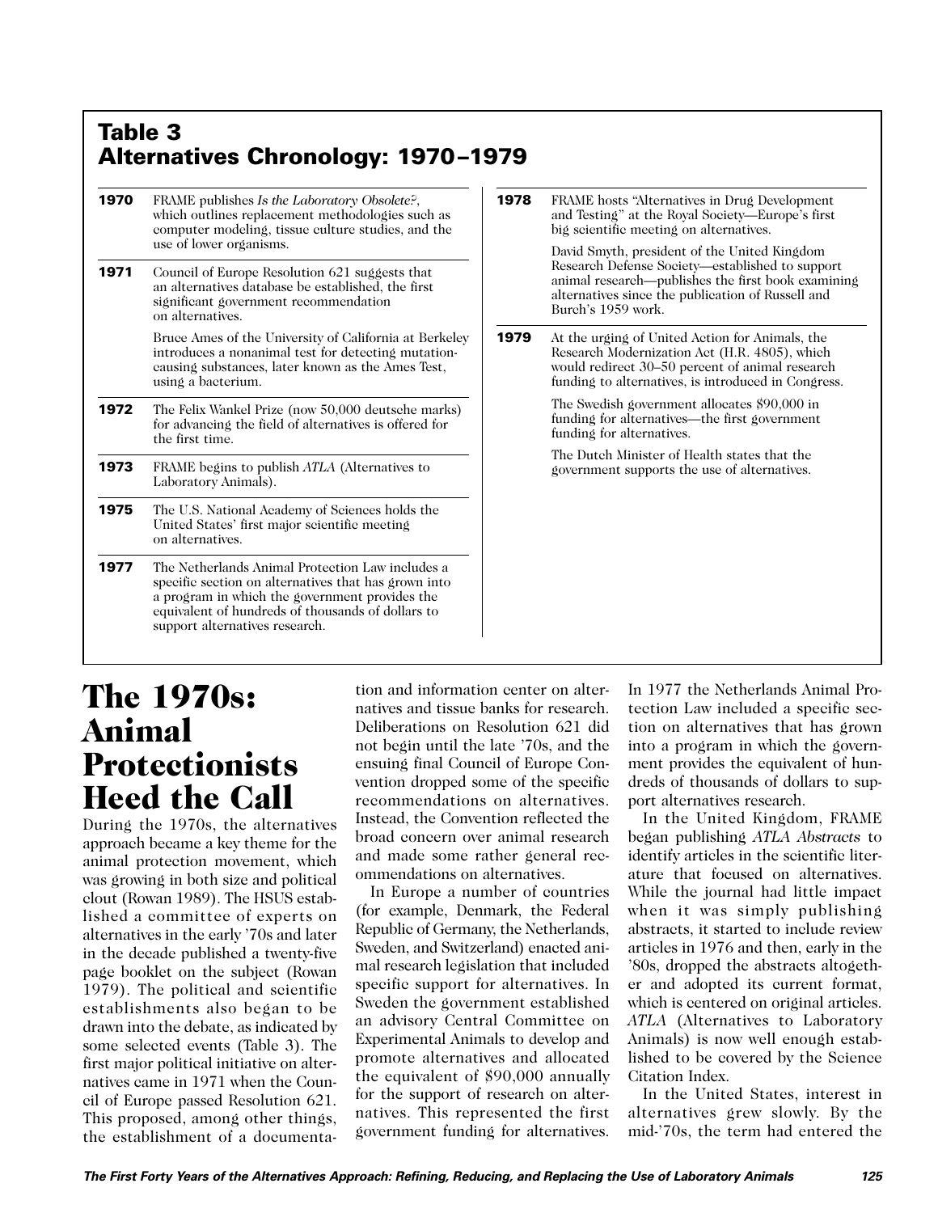## Table 3
## Alternatives Chronology: 1970–1979

| Year | Event |
|---|---|
| **1970** | FRAME publishes *Is the Laboratory Obsolete?*, which outlines replacement methodologies such as computer modeling, tissue culture studies, and the use of lower organisms. |
| **1971** | Council of Europe Resolution 621 suggests that an alternatives database be established, the first significant government recommendation on alternatives. |
| | Bruce Ames of the University of California at Berkeley introduces a nonanimal test for detecting mutation-causing substances, later known as the Ames Test, using a bacterium. |
| **1972** | The Felix Wankel Prize (now 50,000 deutsche marks) for advancing the field of alternatives is offered for the first time. |
| **1973** | FRAME begins to publish *ATLA* (Alternatives to Laboratory Animals). |
| **1975** | The U.S. National Academy of Sciences holds the United States' first major scientific meeting on alternatives. |
| **1977** | The Netherlands Animal Protection Law includes a specific section on alternatives that has grown into a program in which the government provides the equivalent of hundreds of thousands of dollars to support alternatives research. |
| **1978** | FRAME hosts "Alternatives in Drug Development and Testing" at the Royal Society—Europe's first big scientific meeting on alternatives. |
| | David Smyth, president of the United Kingdom Research Defense Society—established to support animal research—publishes the first book examining alternatives since the publication of Russell and Burch's 1959 work. |
| **1979** | At the urging of United Action for Animals, the Research Modernization Act (H.R. 4805), which would redirect 30–50 percent of animal research funding to alternatives, is introduced in Congress. |
| | The Swedish government allocates $90,000 in funding for alternatives—the first government funding for alternatives. |
| | The Dutch Minister of Health states that the government supports the use of alternatives. |

# The 1970s: Animal Protectionists Heed the Call

During the 1970s, the alternatives approach became a key theme for the animal protection movement, which was growing in both size and political clout (Rowan 1989). The HSUS established a committee of experts on alternatives in the early '70s and later in the decade published a twenty-five page booklet on the subject (Rowan 1979). The political and scientific establishments also began to be drawn into the debate, as indicated by some selected events (Table 3). The first major political initiative on alternatives came in 1971 when the Council of Europe passed Resolution 621. This proposed, among other things, the establishment of a documentation and information center on alternatives and tissue banks for research. Deliberations on Resolution 621 did not begin until the late '70s, and the ensuing final Council of Europe Convention dropped some of the specific recommendations on alternatives. Instead, the Convention reflected the broad concern over animal research and made some rather general recommendations on alternatives.

In Europe a number of countries (for example, Denmark, the Federal Republic of Germany, the Netherlands, Sweden, and Switzerland) enacted animal research legislation that included specific support for alternatives. In Sweden the government established an advisory Central Committee on Experimental Animals to develop and promote alternatives and allocated the equivalent of $90,000 annually for the support of research on alternatives. This represented the first government funding for alternatives. In 1977 the Netherlands Animal Protection Law included a specific section on alternatives that has grown into a program in which the government provides the equivalent of hundreds of thousands of dollars to support alternatives research.

In the United Kingdom, FRAME began publishing *ATLA Abstracts* to identify articles in the scientific literature that focused on alternatives. While the journal had little impact when it was simply publishing abstracts, it started to include review articles in 1976 and then, early in the '80s, dropped the abstracts altogether and adopted its current format, which is centered on original articles. *ATLA* (Alternatives to Laboratory Animals) is now well enough established to be covered by the Science Citation Index.

In the United States, interest in alternatives grew slowly. By the mid-'70s, the term had entered the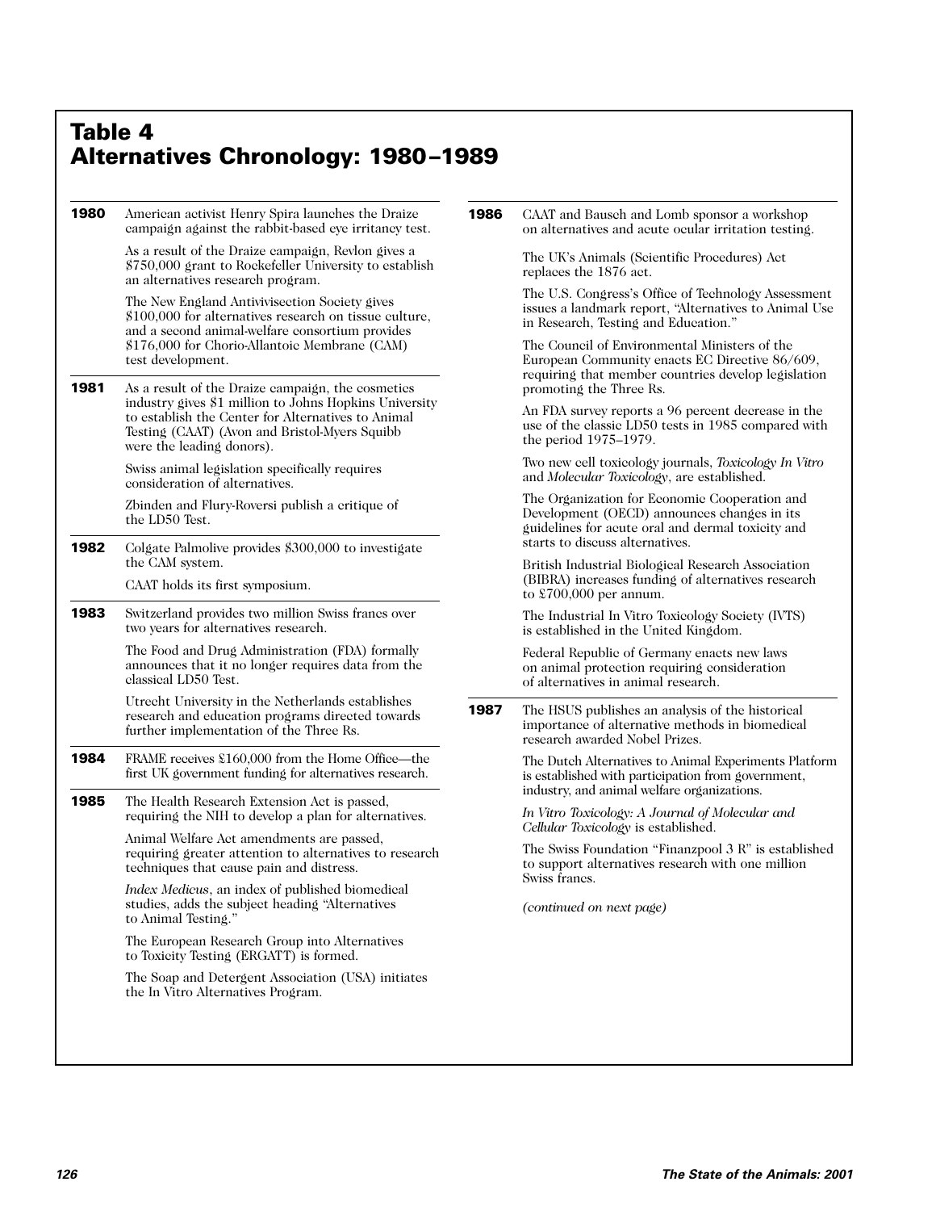# Table 4
# Alternatives Chronology: 1980–1989

**1980**

American activist Henry Spira launches the Draize campaign against the rabbit-based eye irritancy test.

As a result of the Draize campaign, Revlon gives a $750,000 grant to Rockefeller University to establish an alternatives research program.

The New England Antivivisection Society gives $100,000 for alternatives research on tissue culture, and a second animal-welfare consortium provides $176,000 for Chorio-Allantoic Membrane (CAM) test development.

**1981**

As a result of the Draize campaign, the cosmetics industry gives $1 million to Johns Hopkins University to establish the Center for Alternatives to Animal Testing (CAAT) (Avon and Bristol-Myers Squibb were the leading donors).

Swiss animal legislation specifically requires consideration of alternatives.

Zbinden and Flury-Roversi publish a critique of the LD50 Test.

**1982**

Colgate Palmolive provides $300,000 to investigate the CAM system.

CAAT holds its first symposium.

**1983**

Switzerland provides two million Swiss francs over two years for alternatives research.

The Food and Drug Administration (FDA) formally announces that it no longer requires data from the classical LD50 Test.

Utrecht University in the Netherlands establishes research and education programs directed towards further implementation of the Three Rs.

**1984**

FRAME receives £160,000 from the Home Office—the first UK government funding for alternatives research.

**1985**

The Health Research Extension Act is passed, requiring the NIH to develop a plan for alternatives.

Animal Welfare Act amendments are passed, requiring greater attention to alternatives to research techniques that cause pain and distress.

*Index Medicus*, an index of published biomedical studies, adds the subject heading "Alternatives to Animal Testing."

The European Research Group into Alternatives to Toxicity Testing (ERGATT) is formed.

The Soap and Detergent Association (USA) initiates the In Vitro Alternatives Program.

**1986**

CAAT and Bausch and Lomb sponsor a workshop on alternatives and acute ocular irritation testing.

The UK's Animals (Scientific Procedures) Act replaces the 1876 act.

The U.S. Congress's Office of Technology Assessment issues a landmark report, "Alternatives to Animal Use in Research, Testing and Education."

The Council of Environmental Ministers of the European Community enacts EC Directive 86/609, requiring that member countries develop legislation promoting the Three Rs.

An FDA survey reports a 96 percent decrease in the use of the classic LD50 tests in 1985 compared with the period 1975–1979.

Two new cell toxicology journals, *Toxicology In Vitro* and *Molecular Toxicology*, are established.

The Organization for Economic Cooperation and Development (OECD) announces changes in its guidelines for acute oral and dermal toxicity and starts to discuss alternatives.

British Industrial Biological Research Association (BIBRA) increases funding of alternatives research to £700,000 per annum.

The Industrial In Vitro Toxicology Society (IVTS) is established in the United Kingdom.

Federal Republic of Germany enacts new laws on animal protection requiring consideration of alternatives in animal research.

**1987**

The HSUS publishes an analysis of the historical importance of alternative methods in biomedical research awarded Nobel Prizes.

The Dutch Alternatives to Animal Experiments Platform is established with participation from government, industry, and animal welfare organizations.

*In Vitro Toxicology: A Journal of Molecular and Cellular Toxicology* is established.

The Swiss Foundation "Finanzpool 3 R" is established to support alternatives research with one million Swiss francs.

*(continued on next page)*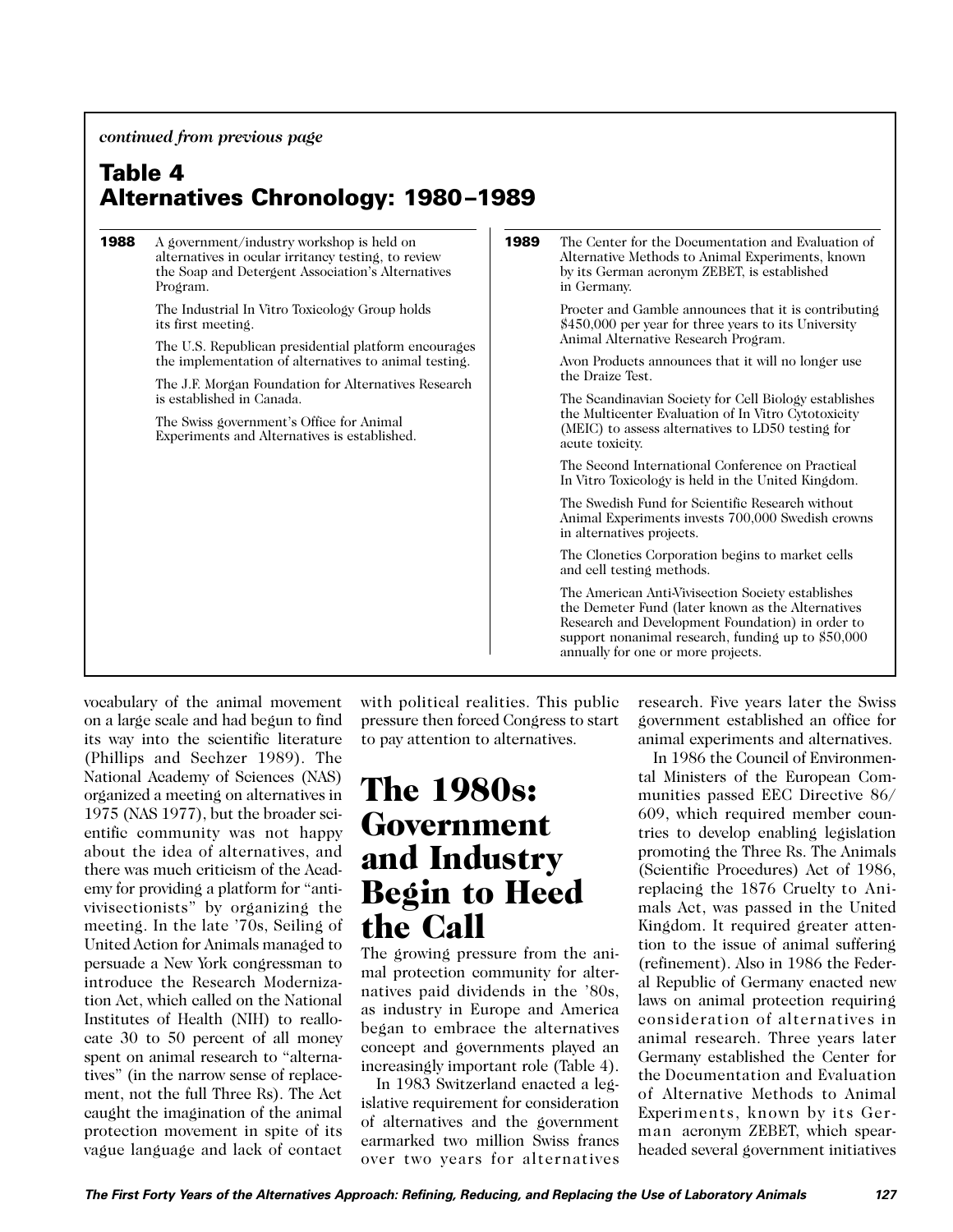*continued from previous page*

## Table 4
## Alternatives Chronology: 1980–1989

| Year | Event |
|---|---|
| **1988** | A government/industry workshop is held on alternatives in ocular irritancy testing, to review the Soap and Detergent Association's Alternatives Program. |
| | The Industrial In Vitro Toxicology Group holds its first meeting. |
| | The U.S. Republican presidential platform encourages the implementation of alternatives to animal testing. |
| | The J.F. Morgan Foundation for Alternatives Research is established in Canada. |
| | The Swiss government's Office for Animal Experiments and Alternatives is established. |
| **1989** | The Center for the Documentation and Evaluation of Alternative Methods to Animal Experiments, known by its German acronym ZEBET, is established in Germany. |
| | Procter and Gamble announces that it is contributing $450,000 per year for three years to its University Animal Alternative Research Program. |
| | Avon Products announces that it will no longer use the Draize Test. |
| | The Scandinavian Society for Cell Biology establishes the Multicenter Evaluation of In Vitro Cytotoxicity (MEIC) to assess alternatives to LD50 testing for acute toxicity. |
| | The Second International Conference on Practical In Vitro Toxicology is held in the United Kingdom. |
| | The Swedish Fund for Scientific Research without Animal Experiments invests 700,000 Swedish crowns in alternatives projects. |
| | The Clonetics Corporation begins to market cells and cell testing methods. |
| | The American Anti-Vivisection Society establishes the Demeter Fund (later known as the Alternatives Research and Development Foundation) in order to support nonanimal research, funding up to $50,000 annually for one or more projects. |

vocabulary of the animal movement on a large scale and had begun to find its way into the scientific literature (Phillips and Sechzer 1989). The National Academy of Sciences (NAS) organized a meeting on alternatives in 1975 (NAS 1977), but the broader scientific community was not happy about the idea of alternatives, and there was much criticism of the Academy for providing a platform for "antivivisectionists" by organizing the meeting. In the late '70s, Seiling of United Action for Animals managed to persuade a New York congressman to introduce the Research Modernization Act, which called on the National Institutes of Health (NIH) to reallocate 30 to 50 percent of all money spent on animal research to "alternatives" (in the narrow sense of replacement, not the full Three Rs). The Act caught the imagination of the animal protection movement in spite of its vague language and lack of contact with political realities. This public pressure then forced Congress to start to pay attention to alternatives.

# The 1980s: Government and Industry Begin to Heed the Call

The growing pressure from the animal protection community for alternatives paid dividends in the '80s, as industry in Europe and America began to embrace the alternatives concept and governments played an increasingly important role (Table 4).

In 1983 Switzerland enacted a legislative requirement for consideration of alternatives and the government earmarked two million Swiss francs over two years for alternatives research. Five years later the Swiss government established an office for animal experiments and alternatives.

In 1986 the Council of Environmental Ministers of the European Communities passed EEC Directive 86/609, which required member countries to develop enabling legislation promoting the Three Rs. The Animals (Scientific Procedures) Act of 1986, replacing the 1876 Cruelty to Animals Act, was passed in the United Kingdom. It required greater attention to the issue of animal suffering (refinement). Also in 1986 the Federal Republic of Germany enacted new laws on animal protection requiring consideration of alternatives in animal research. Three years later Germany established the Center for the Documentation and Evaluation of Alternative Methods to Animal Experiments, known by its German acronym ZEBET, which spearheaded several government initiatives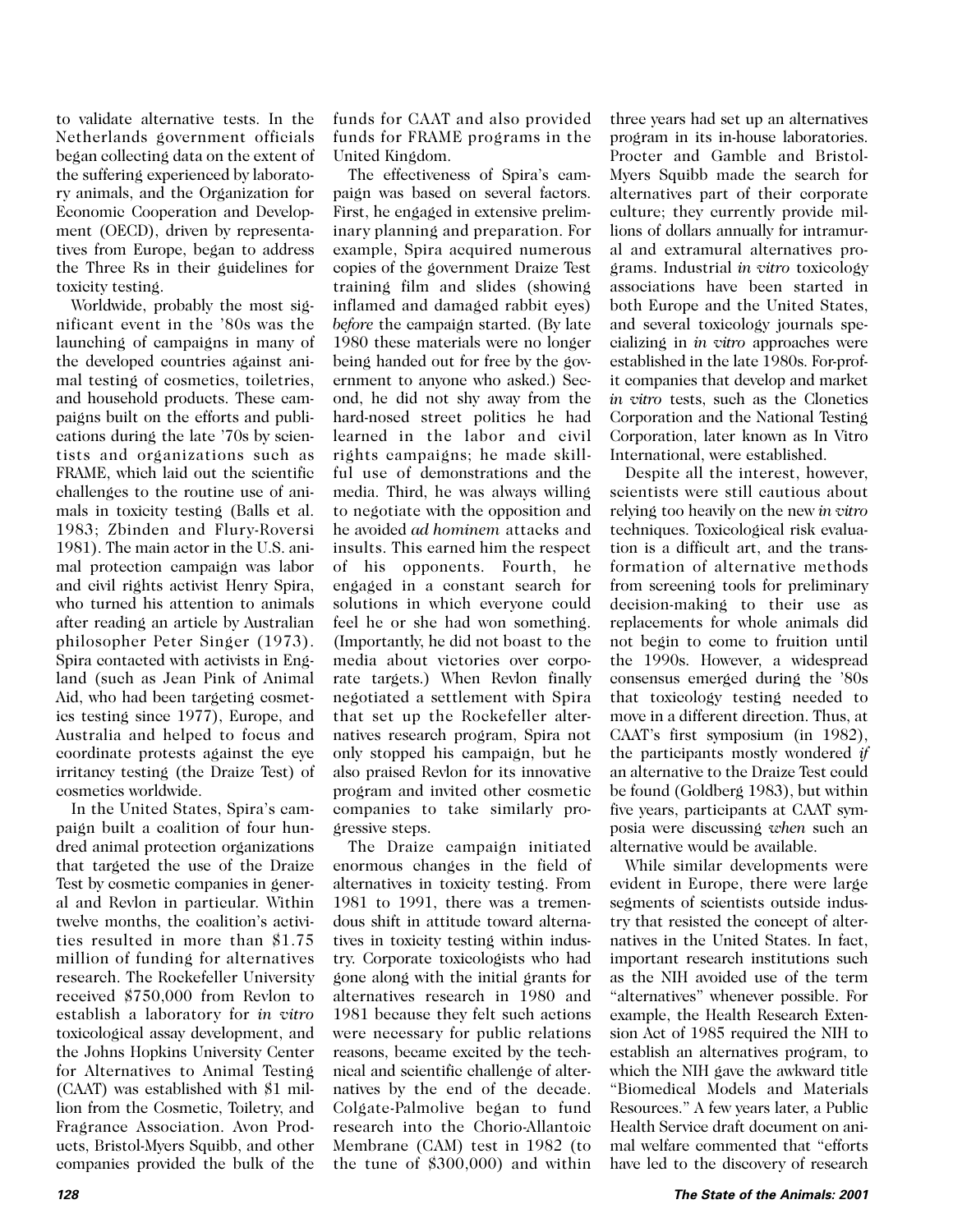to validate alternative tests. In the Netherlands government officials began collecting data on the extent of the suffering experienced by laboratory animals, and the Organization for Economic Cooperation and Development (OECD), driven by representatives from Europe, began to address the Three Rs in their guidelines for toxicity testing.

Worldwide, probably the most significant event in the '80s was the launching of campaigns in many of the developed countries against animal testing of cosmetics, toiletries, and household products. These campaigns built on the efforts and publications during the late '70s by scientists and organizations such as FRAME, which laid out the scientific challenges to the routine use of animals in toxicity testing (Balls et al. 1983; Zbinden and Flury-Roversi 1981). The main actor in the U.S. animal protection campaign was labor and civil rights activist Henry Spira, who turned his attention to animals after reading an article by Australian philosopher Peter Singer (1973). Spira contacted with activists in England (such as Jean Pink of Animal Aid, who had been targeting cosmetics testing since 1977), Europe, and Australia and helped to focus and coordinate protests against the eye irritancy testing (the Draize Test) of cosmetics worldwide.

In the United States, Spira's campaign built a coalition of four hundred animal protection organizations that targeted the use of the Draize Test by cosmetic companies in general and Revlon in particular. Within twelve months, the coalition's activities resulted in more than $1.75 million of funding for alternatives research. The Rockefeller University received $750,000 from Revlon to establish a laboratory for *in vitro* toxicological assay development, and the Johns Hopkins University Center for Alternatives to Animal Testing (CAAT) was established with $1 million from the Cosmetic, Toiletry, and Fragrance Association. Avon Products, Bristol-Myers Squibb, and other companies provided the bulk of the funds for CAAT and also provided funds for FRAME programs in the United Kingdom.

The effectiveness of Spira's campaign was based on several factors. First, he engaged in extensive preliminary planning and preparation. For example, Spira acquired numerous copies of the government Draize Test training film and slides (showing inflamed and damaged rabbit eyes) *before* the campaign started. (By late 1980 these materials were no longer being handed out for free by the government to anyone who asked.) Second, he did not shy away from the hard-nosed street politics he had learned in the labor and civil rights campaigns; he made skillful use of demonstrations and the media. Third, he was always willing to negotiate with the opposition and he avoided *ad hominem* attacks and insults. This earned him the respect of his opponents. Fourth, he engaged in a constant search for solutions in which everyone could feel he or she had won something. (Importantly, he did not boast to the media about victories over corporate targets.) When Revlon finally negotiated a settlement with Spira that set up the Rockefeller alternatives research program, Spira not only stopped his campaign, but he also praised Revlon for its innovative program and invited other cosmetic companies to take similarly progressive steps.

The Draize campaign initiated enormous changes in the field of alternatives in toxicity testing. From 1981 to 1991, there was a tremendous shift in attitude toward alternatives in toxicity testing within industry. Corporate toxicologists who had gone along with the initial grants for alternatives research in 1980 and 1981 because they felt such actions were necessary for public relations reasons, became excited by the technical and scientific challenge of alternatives by the end of the decade. Colgate-Palmolive began to fund research into the Chorio-Allantoic Membrane (CAM) test in 1982 (to the tune of $300,000) and within three years had set up an alternatives program in its in-house laboratories. Procter and Gamble and Bristol-Myers Squibb made the search for alternatives part of their corporate culture; they currently provide millions of dollars annually for intramural and extramural alternatives programs. Industrial *in vitro* toxicology associations have been started in both Europe and the United States, and several toxicology journals specializing in *in vitro* approaches were established in the late 1980s. For-profit companies that develop and market *in vitro* tests, such as the Clonetics Corporation and the National Testing Corporation, later known as In Vitro International, were established.

Despite all the interest, however, scientists were still cautious about relying too heavily on the new *in vitro* techniques. Toxicological risk evaluation is a difficult art, and the transformation of alternative methods from screening tools for preliminary decision-making to their use as replacements for whole animals did not begin to come to fruition until the 1990s. However, a widespread consensus emerged during the '80s that toxicology testing needed to move in a different direction. Thus, at CAAT's first symposium (in 1982), the participants mostly wondered *if* an alternative to the Draize Test could be found (Goldberg 1983), but within five years, participants at CAAT symposia were discussing *when* such an alternative would be available.

While similar developments were evident in Europe, there were large segments of scientists outside industry that resisted the concept of alternatives in the United States. In fact, important research institutions such as the NIH avoided use of the term "alternatives" whenever possible. For example, the Health Research Extension Act of 1985 required the NIH to establish an alternatives program, to which the NIH gave the awkward title "Biomedical Models and Materials Resources." A few years later, a Public Health Service draft document on animal welfare commented that "efforts have led to the discovery of research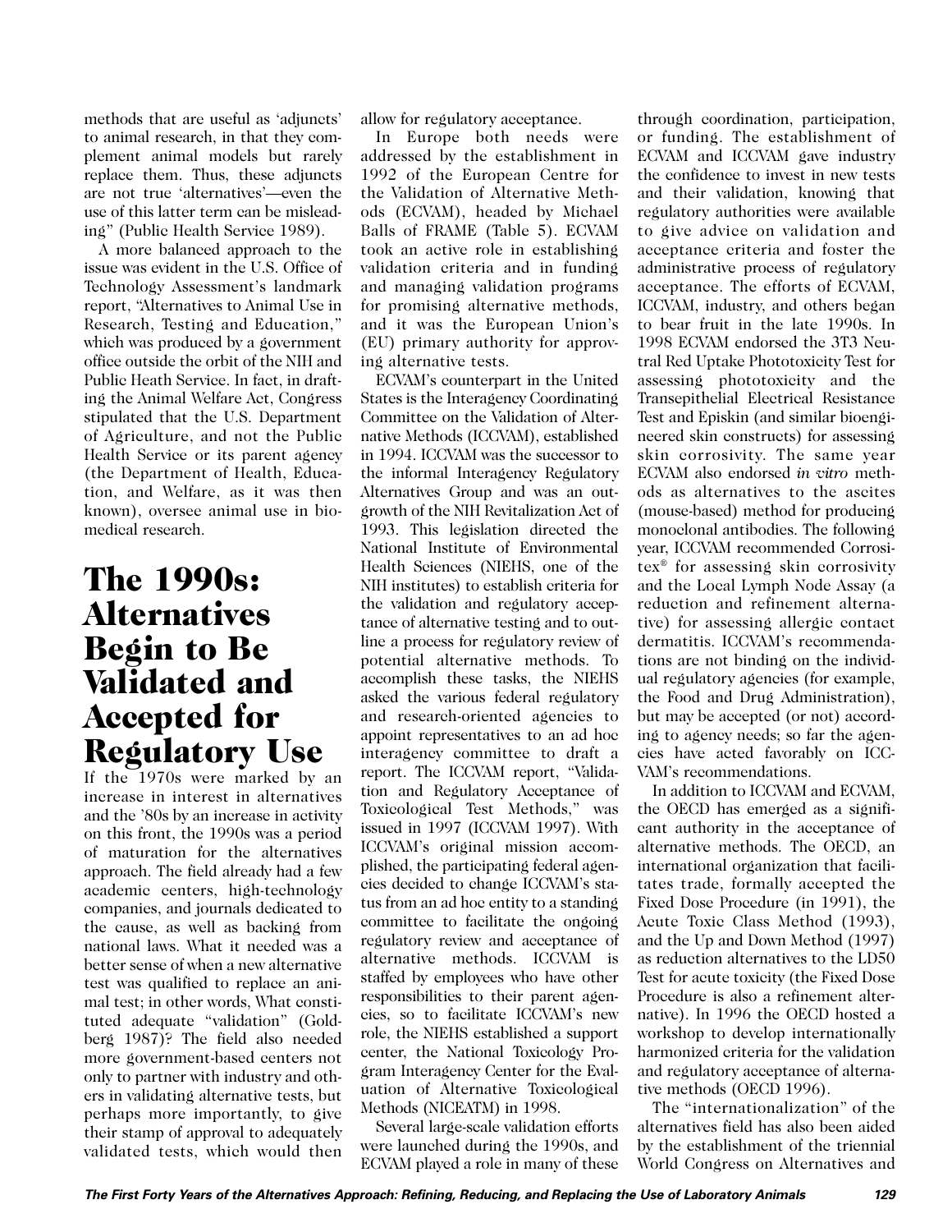methods that are useful as 'adjuncts' to animal research, in that they complement animal models but rarely replace them. Thus, these adjuncts are not true 'alternatives'—even the use of this latter term can be misleading" (Public Health Service 1989).

A more balanced approach to the issue was evident in the U.S. Office of Technology Assessment's landmark report, "Alternatives to Animal Use in Research, Testing and Education," which was produced by a government office outside the orbit of the NIH and Public Heath Service. In fact, in drafting the Animal Welfare Act, Congress stipulated that the U.S. Department of Agriculture, and not the Public Health Service or its parent agency (the Department of Health, Education, and Welfare, as it was then known), oversee animal use in biomedical research.

# The 1990s: Alternatives Begin to Be Validated and Accepted for Regulatory Use

If the 1970s were marked by an increase in interest in alternatives and the '80s by an increase in activity on this front, the 1990s was a period of maturation for the alternatives approach. The field already had a few academic centers, high-technology companies, and journals dedicated to the cause, as well as backing from national laws. What it needed was a better sense of when a new alternative test was qualified to replace an animal test; in other words, What constituted adequate "validation" (Goldberg 1987)? The field also needed more government-based centers not only to partner with industry and others in validating alternative tests, but perhaps more importantly, to give their stamp of approval to adequately validated tests, which would then allow for regulatory acceptance.

In Europe both needs were addressed by the establishment in 1992 of the European Centre for the Validation of Alternative Methods (ECVAM), headed by Michael Balls of FRAME (Table 5). ECVAM took an active role in establishing validation criteria and in funding and managing validation programs for promising alternative methods, and it was the European Union's (EU) primary authority for approving alternative tests.

ECVAM's counterpart in the United States is the Interagency Coordinating Committee on the Validation of Alternative Methods (ICCVAM), established in 1994. ICCVAM was the successor to the informal Interagency Regulatory Alternatives Group and was an outgrowth of the NIH Revitalization Act of 1993. This legislation directed the National Institute of Environmental Health Sciences (NIEHS, one of the NIH institutes) to establish criteria for the validation and regulatory acceptance of alternative testing and to outline a process for regulatory review of potential alternative methods. To accomplish these tasks, the NIEHS asked the various federal regulatory and research-oriented agencies to appoint representatives to an ad hoc interagency committee to draft a report. The ICCVAM report, "Validation and Regulatory Acceptance of Toxicological Test Methods," was issued in 1997 (ICCVAM 1997). With ICCVAM's original mission accomplished, the participating federal agencies decided to change ICCVAM's status from an ad hoc entity to a standing committee to facilitate the ongoing regulatory review and acceptance of alternative methods. ICCVAM is staffed by employees who have other responsibilities to their parent agencies, so to facilitate ICCVAM's new role, the NIEHS established a support center, the National Toxicology Program Interagency Center for the Evaluation of Alternative Toxicological Methods (NICEATM) in 1998.

Several large-scale validation efforts were launched during the 1990s, and ECVAM played a role in many of these through coordination, participation, or funding. The establishment of ECVAM and ICCVAM gave industry the confidence to invest in new tests and their validation, knowing that regulatory authorities were available to give advice on validation and acceptance criteria and foster the administrative process of regulatory acceptance. The efforts of ECVAM, ICCVAM, industry, and others began to bear fruit in the late 1990s. In 1998 ECVAM endorsed the 3T3 Neutral Red Uptake Phototoxicity Test for assessing phototoxicity and the Transepithelial Electrical Resistance Test and Episkin (and similar bioengineered skin constructs) for assessing skin corrosivity. The same year ECVAM also endorsed *in vitro* methods as alternatives to the ascites (mouse-based) method for producing monoclonal antibodies. The following year, ICCVAM recommended Corrositex® for assessing skin corrosivity and the Local Lymph Node Assay (a reduction and refinement alternative) for assessing allergic contact dermatitis. ICCVAM's recommendations are not binding on the individual regulatory agencies (for example, the Food and Drug Administration), but may be accepted (or not) according to agency needs; so far the agencies have acted favorably on ICCVAM's recommendations.

In addition to ICCVAM and ECVAM, the OECD has emerged as a significant authority in the acceptance of alternative methods. The OECD, an international organization that facilitates trade, formally accepted the Fixed Dose Procedure (in 1991), the Acute Toxic Class Method (1993), and the Up and Down Method (1997) as reduction alternatives to the LD50 Test for acute toxicity (the Fixed Dose Procedure is also a refinement alternative). In 1996 the OECD hosted a workshop to develop internationally harmonized criteria for the validation and regulatory acceptance of alternative methods (OECD 1996).

The "internationalization" of the alternatives field has also been aided by the establishment of the triennial World Congress on Alternatives and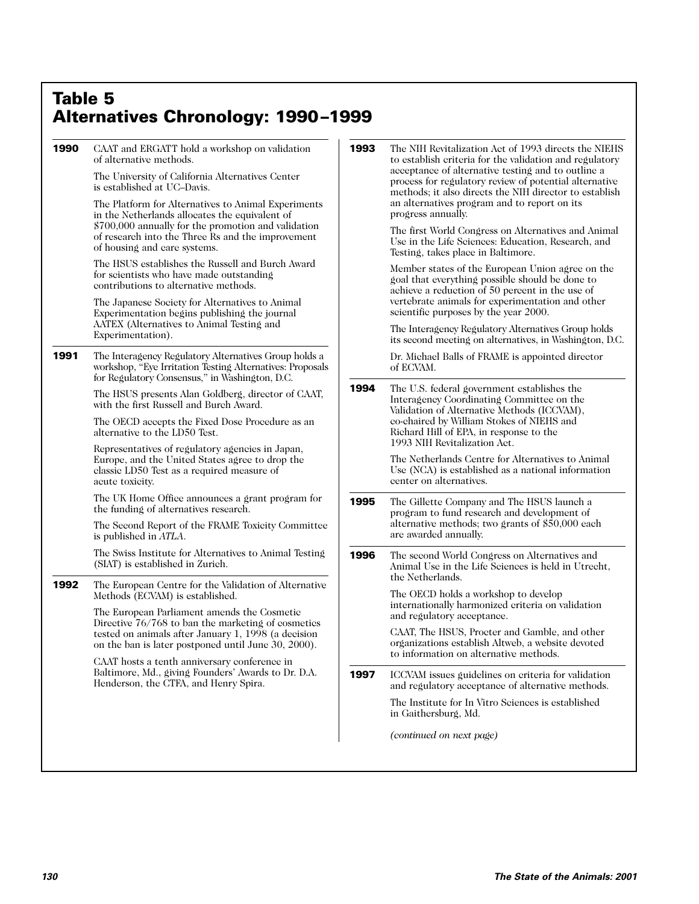## Table 5
## Alternatives Chronology: 1990–1999

| Year | Event |
|---|---|
| **1990** | CAAT and ERGATT hold a workshop on validation of alternative methods. |
| | The University of California Alternatives Center is established at UC–Davis. |
| | The Platform for Alternatives to Animal Experiments in the Netherlands allocates the equivalent of $700,000 annually for the promotion and validation of research into the Three Rs and the improvement of housing and care systems. |
| | The HSUS establishes the Russell and Burch Award for scientists who have made outstanding contributions to alternative methods. |
| | The Japanese Society for Alternatives to Animal Experimentation begins publishing the journal AATEX (Alternatives to Animal Testing and Experimentation). |
| **1991** | The Interagency Regulatory Alternatives Group holds a workshop, "Eye Irritation Testing Alternatives: Proposals for Regulatory Consensus," in Washington, D.C. |
| | The HSUS presents Alan Goldberg, director of CAAT, with the first Russell and Burch Award. |
| | The OECD accepts the Fixed Dose Procedure as an alternative to the LD50 Test. |
| | Representatives of regulatory agencies in Japan, Europe, and the United States agree to drop the classic LD50 Test as a required measure of acute toxicity. |
| | The UK Home Office announces a grant program for the funding of alternatives research. |
| | The Second Report of the FRAME Toxicity Committee is published in *ATLA*. |
| | The Swiss Institute for Alternatives to Animal Testing (SIAT) is established in Zurich. |
| **1992** | The European Centre for the Validation of Alternative Methods (ECVAM) is established. |
| | The European Parliament amends the Cosmetic Directive 76/768 to ban the marketing of cosmetics tested on animals after January 1, 1998 (a decision on the ban is later postponed until June 30, 2000). |
| | CAAT hosts a tenth anniversary conference in Baltimore, Md., giving Founders' Awards to Dr. D.A. Henderson, the CTFA, and Henry Spira. |
| **1993** | The NIH Revitalization Act of 1993 directs the NIEHS to establish criteria for the validation and regulatory acceptance of alternative testing and to outline a process for regulatory review of potential alternative methods; it also directs the NIH director to establish an alternatives program and to report on its progress annually. |
| | The first World Congress on Alternatives and Animal Use in the Life Sciences: Education, Research, and Testing, takes place in Baltimore. |
| | Member states of the European Union agree on the goal that everything possible should be done to achieve a reduction of 50 percent in the use of vertebrate animals for experimentation and other scientific purposes by the year 2000. |
| | The Interagency Regulatory Alternatives Group holds its second meeting on alternatives, in Washington, D.C. |
| | Dr. Michael Balls of FRAME is appointed director of ECVAM. |
| **1994** | The U.S. federal government establishes the Interagency Coordinating Committee on the Validation of Alternative Methods (ICCVAM), co-chaired by William Stokes of NIEHS and Richard Hill of EPA, in response to the 1993 NIH Revitalization Act. |
| | The Netherlands Centre for Alternatives to Animal Use (NCA) is established as a national information center on alternatives. |
| **1995** | The Gillette Company and The HSUS launch a program to fund research and development of alternative methods; two grants of $50,000 each are awarded annually. |
| **1996** | The second World Congress on Alternatives and Animal Use in the Life Sciences is held in Utrecht, the Netherlands. |
| | The OECD holds a workshop to develop internationally harmonized criteria on validation and regulatory acceptance. |
| | CAAT, The HSUS, Procter and Gamble, and other organizations establish Altweb, a website devoted to information on alternative methods. |
| **1997** | ICCVAM issues guidelines on criteria for validation and regulatory acceptance of alternative methods. |
| | The Institute for In Vitro Sciences is established in Gaithersburg, Md. |

*(continued on next page)*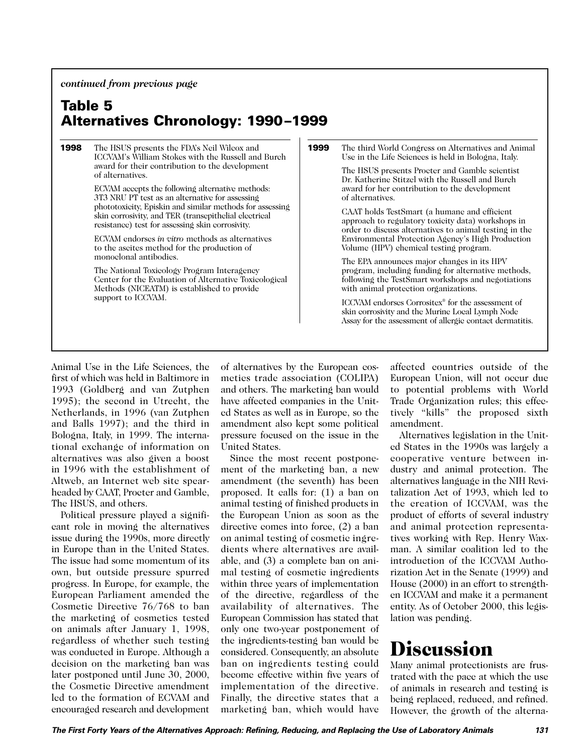*continued from previous page*

## Table 5
## Alternatives Chronology: 1990–1999

| | |
|---|---|
| **1998** | The HSUS presents the FDA's Neil Wilcox and ICCVAM's William Stokes with the Russell and Burch award for their contribution to the development of alternatives.<br><br>ECVAM accepts the following alternative methods: 3T3 NRU PT test as an alternative for assessing phototoxicity, Episkin and similar methods for assessing skin corrosivity, and TER (transepithelial electrical resistance) test for assessing skin corrosivity.<br><br>ECVAM endorses *in vitro* methods as alternatives to the ascites method for the production of monoclonal antibodies.<br><br>The National Toxicology Program Interagency Center for the Evaluation of Alternative Toxicological Methods (NICEATM) is established to provide support to ICCVAM. |
| **1999** | The third World Congress on Alternatives and Animal Use in the Life Sciences is held in Bologna, Italy.<br><br>The HSUS presents Procter and Gamble scientist Dr. Katherine Stitzel with the Russell and Burch award for her contribution to the development of alternatives.<br><br>CAAT holds TestSmart (a humane and efficient approach to regulatory toxicity data) workshops in order to discuss alternatives to animal testing in the Environmental Protection Agency's High Production Volume (HPV) chemical testing program.<br><br>The EPA announces major changes in its HPV program, including funding for alternative methods, following the TestSmart workshops and negotiations with animal protection organizations.<br><br>ICCVAM endorses Corrositex® for the assessment of skin corrosivity and the Murine Local Lymph Node Assay for the assessment of allergic contact dermatitis. |

Animal Use in the Life Sciences, the first of which was held in Baltimore in 1993 (Goldberg and van Zutphen 1995); the second in Utrecht, the Netherlands, in 1996 (van Zutphen and Balls 1997); and the third in Bologna, Italy, in 1999. The international exchange of information on alternatives was also given a boost in 1996 with the establishment of Altweb, an Internet web site spearheaded by CAAT, Procter and Gamble, The HSUS, and others.

Political pressure played a significant role in moving the alternatives issue during the 1990s, more directly in Europe than in the United States. The issue had some momentum of its own, but outside pressure spurred progress. In Europe, for example, the European Parliament amended the Cosmetic Directive 76/768 to ban the marketing of cosmetics tested on animals after January 1, 1998, regardless of whether such testing was conducted in Europe. Although a decision on the marketing ban was later postponed until June 30, 2000, the Cosmetic Directive amendment led to the formation of ECVAM and encouraged research and development of alternatives by the European cosmetics trade association (COLIPA) and others. The marketing ban would have affected companies in the United States as well as in Europe, so the amendment also kept some political pressure focused on the issue in the United States.

Since the most recent postponement of the marketing ban, a new amendment (the seventh) has been proposed. It calls for: (1) a ban on animal testing of finished products in the European Union as soon as the directive comes into force, (2) a ban on animal testing of cosmetic ingredients where alternatives are available, and (3) a complete ban on animal testing of cosmetic ingredients within three years of implementation of the directive, regardless of the availability of alternatives. The European Commission has stated that only one two-year postponement of the ingredients-testing ban would be considered. Consequently, an absolute ban on ingredients testing could become effective within five years of implementation of the directive. Finally, the directive states that a marketing ban, which would have affected countries outside of the European Union, will not occur due to potential problems with World Trade Organization rules; this effectively "kills" the proposed sixth amendment.

Alternatives legislation in the United States in the 1990s was largely a cooperative venture between industry and animal protection. The alternatives language in the NIH Revitalization Act of 1993, which led to the creation of ICCVAM, was the product of efforts of several industry and animal protection representatives working with Rep. Henry Waxman. A similar coalition led to the introduction of the ICCVAM Authorization Act in the Senate (1999) and House (2000) in an effort to strengthen ICCVAM and make it a permanent entity. As of October 2000, this legislation was pending.

# Discussion

Many animal protectionists are frustrated with the pace at which the use of animals in research and testing is being replaced, reduced, and refined. However, the growth of the alterna-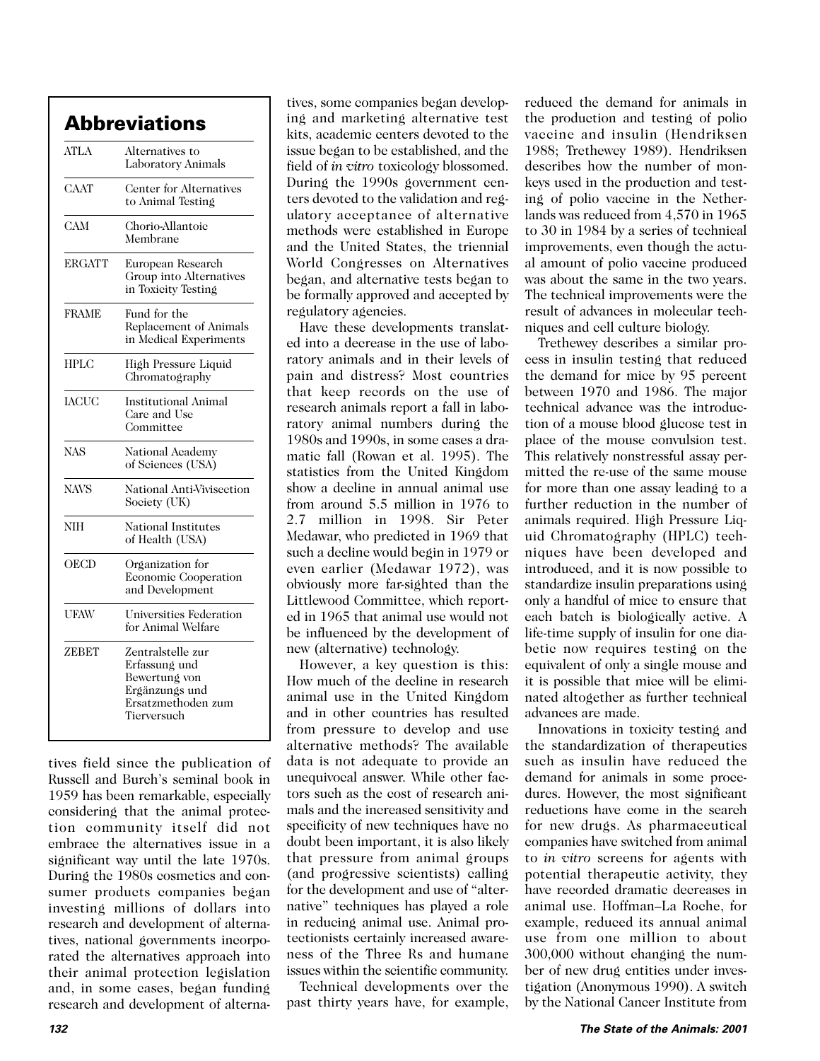## Abbreviations

| | |
|---|---|
| ATLA | Alternatives to Laboratory Animals |
| CAAT | Center for Alternatives to Animal Testing |
| CAM | Chorio-Allantoic Membrane |
| ERGATT | European Research Group into Alternatives in Toxicity Testing |
| FRAME | Fund for the Replacement of Animals in Medical Experiments |
| HPLC | High Pressure Liquid Chromatography |
| IACUC | Institutional Animal Care and Use Committee |
| NAS | National Academy of Sciences (USA) |
| NAVS | National Anti-Vivisection Society (UK) |
| NIH | National Institutes of Health (USA) |
| OECD | Organization for Economic Cooperation and Development |
| UFAW | Universities Federation for Animal Welfare |
| ZEBET | Zentralstelle zur Erfassung und Bewertung von Ergänzungs und Ersatzmethoden zum Tierversuch |

tives field since the publication of Russell and Burch's seminal book in 1959 has been remarkable, especially considering that the animal protection community itself did not embrace the alternatives issue in a significant way until the late 1970s. During the 1980s cosmetics and consumer products companies began investing millions of dollars into research and development of alternatives, national governments incorporated the alternatives approach into their animal protection legislation and, in some cases, began funding research and development of alternatives, some companies began developing and marketing alternative test kits, academic centers devoted to the issue began to be established, and the field of *in vitro* toxicology blossomed. During the 1990s government centers devoted to the validation and regulatory acceptance of alternative methods were established in Europe and the United States, the triennial World Congresses on Alternatives began, and alternative tests began to be formally approved and accepted by regulatory agencies.

Have these developments translated into a decrease in the use of laboratory animals and in their levels of pain and distress? Most countries that keep records on the use of research animals report a fall in laboratory animal numbers during the 1980s and 1990s, in some cases a dramatic fall (Rowan et al. 1995). The statistics from the United Kingdom show a decline in annual animal use from around 5.5 million in 1976 to 2.7 million in 1998. Sir Peter Medawar, who predicted in 1969 that such a decline would begin in 1979 or even earlier (Medawar 1972), was obviously more far-sighted than the Littlewood Committee, which reported in 1965 that animal use would not be influenced by the development of new (alternative) technology.

However, a key question is this: How much of the decline in research animal use in the United Kingdom and in other countries has resulted from pressure to develop and use alternative methods? The available data is not adequate to provide an unequivocal answer. While other factors such as the cost of research animals and the increased sensitivity and specificity of new techniques have no doubt been important, it is also likely that pressure from animal groups (and progressive scientists) calling for the development and use of "alternative" techniques has played a role in reducing animal use. Animal protectionists certainly increased awareness of the Three Rs and humane issues within the scientific community.

Technical developments over the past thirty years have, for example, reduced the demand for animals in the production and testing of polio vaccine and insulin (Hendriksen 1988; Trethewey 1989). Hendriksen describes how the number of monkeys used in the production and testing of polio vaccine in the Netherlands was reduced from 4,570 in 1965 to 30 in 1984 by a series of technical improvements, even though the actual amount of polio vaccine produced was about the same in the two years. The technical improvements were the result of advances in molecular techniques and cell culture biology.

Trethewey describes a similar process in insulin testing that reduced the demand for mice by 95 percent between 1970 and 1986. The major technical advance was the introduction of a mouse blood glucose test in place of the mouse convulsion test. This relatively nonstressful assay permitted the re-use of the same mouse for more than one assay leading to a further reduction in the number of animals required. High Pressure Liquid Chromatography (HPLC) techniques have been developed and introduced, and it is now possible to standardize insulin preparations using only a handful of mice to ensure that each batch is biologically active. A life-time supply of insulin for one diabetic now requires testing on the equivalent of only a single mouse and it is possible that mice will be eliminated altogether as further technical advances are made.

Innovations in toxicity testing and the standardization of therapeutics such as insulin have reduced the demand for animals in some procedures. However, the most significant reductions have come in the search for new drugs. As pharmaceutical companies have switched from animal to *in vitro* screens for agents with potential therapeutic activity, they have recorded dramatic decreases in animal use. Hoffman–La Roche, for example, reduced its annual animal use from one million to about 300,000 without changing the number of new drug entities under investigation (Anonymous 1990). A switch by the National Cancer Institute from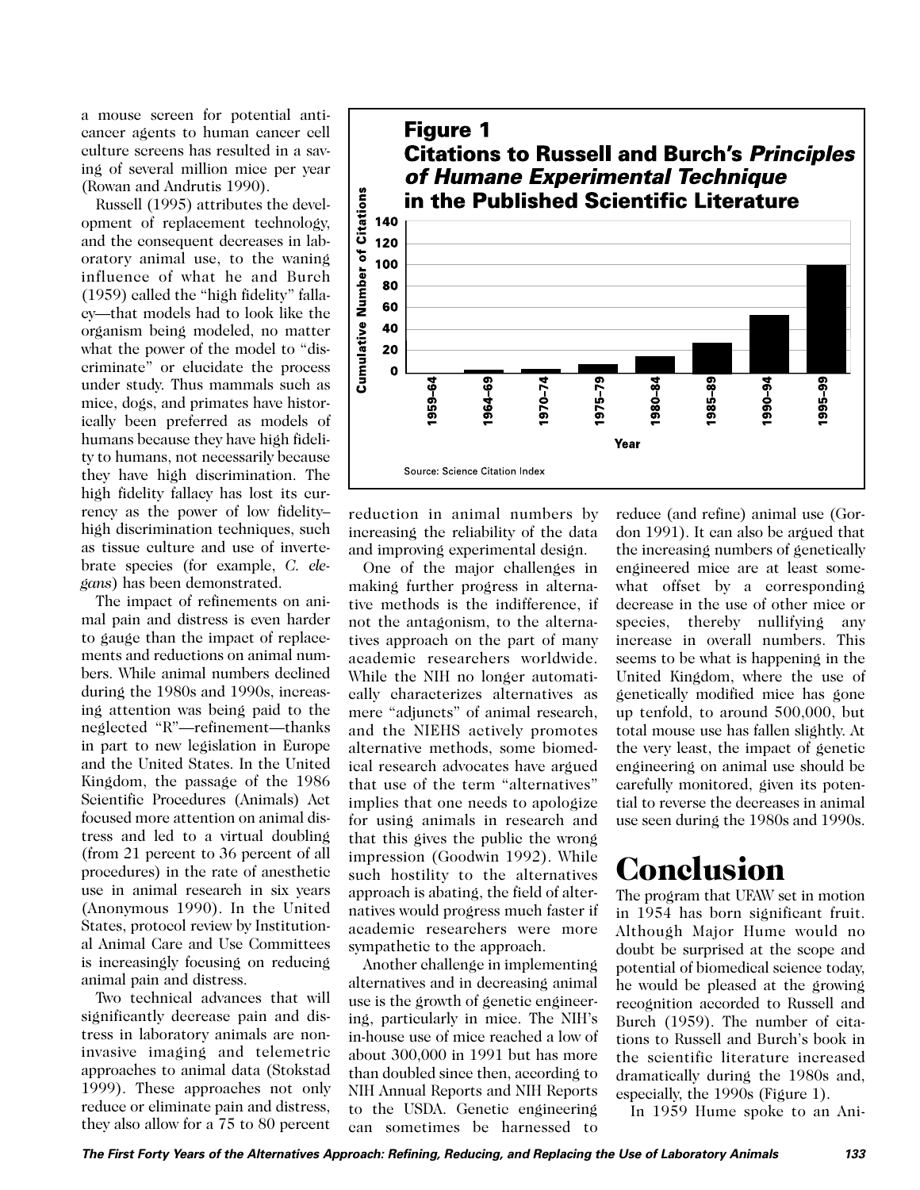a mouse screen for potential anticancer agents to human cancer cell culture screens has resulted in a saving of several million mice per year (Rowan and Andrutis 1990).

Russell (1995) attributes the development of replacement technology, and the consequent decreases in laboratory animal use, to the waning influence of what he and Burch (1959) called the "high fidelity" fallacy—that models had to look like the organism being modeled, no matter what the power of the model to "discriminate" or elucidate the process under study. Thus mammals such as mice, dogs, and primates have historically been preferred as models of humans because they have high fidelity to humans, not necessarily because they have high discrimination. The high fidelity fallacy has lost its currency as the power of low fidelity–high discrimination techniques, such as tissue culture and use of invertebrate species (for example, *C. elegans*) has been demonstrated.

The impact of refinements on animal pain and distress is even harder to gauge than the impact of replacements and reductions on animal numbers. While animal numbers declined during the 1980s and 1990s, increasing attention was being paid to the neglected "R"—refinement—thanks in part to new legislation in Europe and the United States. In the United Kingdom, the passage of the 1986 Scientific Procedures (Animals) Act focused more attention on animal distress and led to a virtual doubling (from 21 percent to 36 percent of all procedures) in the rate of anesthetic use in animal research in six years (Anonymous 1990). In the United States, protocol review by Institutional Animal Care and Use Committees is increasingly focusing on reducing animal pain and distress.

Two technical advances that will significantly decrease pain and distress in laboratory animals are noninvasive imaging and telemetric approaches to animal data (Stokstad 1999). These approaches not only reduce or eliminate pain and distress, they also allow for a 75 to 80 percent reduction in animal numbers by increasing the reliability of the data and improving experimental design.

**Figure 1**
**Citations to Russell and Burch's *Principles of Humane Experimental Technique* in the Published Scientific Literature**

| Year | Cumulative Number of Citations (approx.) |
|---|---|
| 1959–64 | 0 |
| 1964–69 | 3 |
| 1970–74 | 4 |
| 1975–79 | 8 |
| 1980–84 | 15 |
| 1985–89 | 28 |
| 1990–94 | 53 |
| 1995–99 | 100 |

Source: Science Citation Index

One of the major challenges in making further progress in alternative methods is the indifference, if not the antagonism, to the alternatives approach on the part of many academic researchers worldwide. While the NIH no longer automatically characterizes alternatives as mere "adjuncts" of animal research, and the NIEHS actively promotes alternative methods, some biomedical research advocates have argued that use of the term "alternatives" implies that one needs to apologize for using animals in research and that this gives the public the wrong impression (Goodwin 1992). While such hostility to the alternatives approach is abating, the field of alternatives would progress much faster if academic researchers were more sympathetic to the approach.

Another challenge in implementing alternatives and in decreasing animal use is the growth of genetic engineering, particularly in mice. The NIH's in-house use of mice reached a low of about 300,000 in 1991 but has more than doubled since then, according to NIH Annual Reports and NIH Reports to the USDA. Genetic engineering can sometimes be harnessed to reduce (and refine) animal use (Gordon 1991). It can also be argued that the increasing numbers of genetically engineered mice are at least somewhat offset by a corresponding decrease in the use of other mice or species, thereby nullifying any increase in overall numbers. This seems to be what is happening in the United Kingdom, where the use of genetically modified mice has gone up tenfold, to around 500,000, but total mouse use has fallen slightly. At the very least, the impact of genetic engineering on animal use should be carefully monitored, given its potential to reverse the decreases in animal use seen during the 1980s and 1990s.

# Conclusion

The program that UFAW set in motion in 1954 has born significant fruit. Although Major Hume would no doubt be surprised at the scope and potential of biomedical science today, he would be pleased at the growing recognition accorded to Russell and Burch (1959). The number of citations to Russell and Burch's book in the scientific literature increased dramatically during the 1980s and, especially, the 1990s (Figure 1).

In 1959 Hume spoke to an Ani-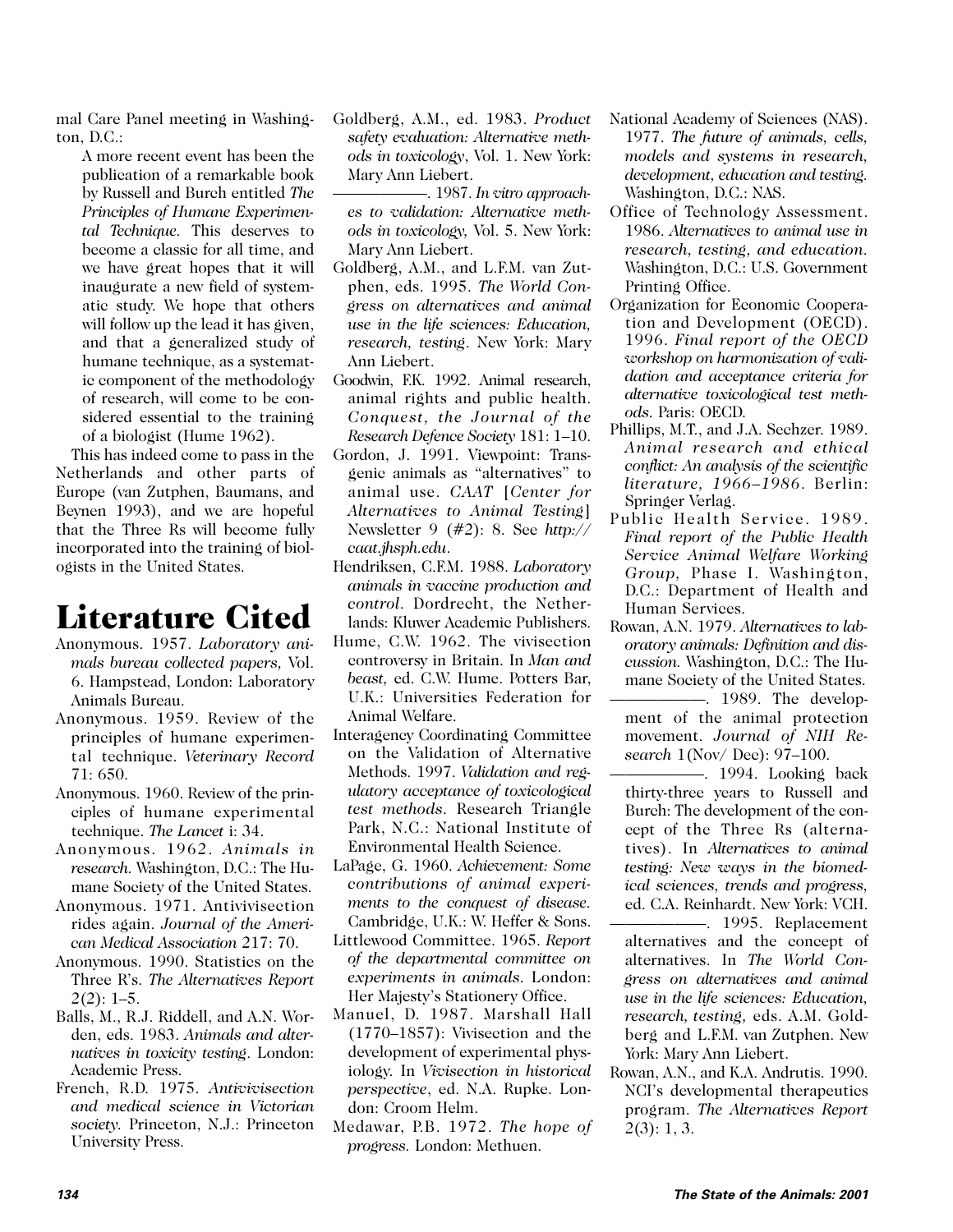mal Care Panel meeting in Washington, D.C.:

> A more recent event has been the publication of a remarkable book by Russell and Burch entitled *The Principles of Humane Experimental Technique*. This deserves to become a classic for all time, and we have great hopes that it will inaugurate a new field of systematic study. We hope that others will follow up the lead it has given, and that a generalized study of humane technique, as a systematic component of the methodology of research, will come to be considered essential to the training of a biologist (Hume 1962).

This has indeed come to pass in the Netherlands and other parts of Europe (van Zutphen, Baumans, and Beynen 1993), and we are hopeful that the Three Rs will become fully incorporated into the training of biologists in the United States.

# Literature Cited

Anonymous. 1957. *Laboratory animals bureau collected papers,* Vol. 6. Hampstead, London: Laboratory Animals Bureau.

Anonymous. 1959. Review of the principles of humane experimental technique. *Veterinary Record* 71: 650.

Anonymous. 1960. Review of the principles of humane experimental technique. *The Lancet* i: 34.

Anonymous. 1962. *Animals in research.* Washington, D.C.: The Humane Society of the United States.

Anonymous. 1971. Antivivisection rides again. *Journal of the American Medical Association* 217: 70.

Anonymous. 1990. Statistics on the Three R's. *The Alternatives Report* 2(2): 1–5.

Balls, M., R.J. Riddell, and A.N. Worden, eds. 1983. *Animals and alternatives in toxicity testing*. London: Academic Press.

French, R.D. 1975. *Antivivisection and medical science in Victorian society.* Princeton, N.J.: Princeton University Press.

Goldberg, A.M., ed. 1983. *Product safety evaluation: Alternative methods in toxicology*, Vol. 1. New York: Mary Ann Liebert.

———. 1987. *In vitro approaches to validation: Alternative methods in toxicology,* Vol. 5. New York: Mary Ann Liebert.

Goldberg, A.M., and L.F.M. van Zutphen, eds. 1995. *The World Congress on alternatives and animal use in the life sciences: Education, research, testing*. New York: Mary Ann Liebert.

Goodwin, F.K. 1992. Animal research, animal rights and public health. *Conquest, the Journal of the Research Defence Society* 181: 1–10.

Gordon, J. 1991. Viewpoint: Transgenic animals as "alternatives" to animal use. *CAAT* [*Center for Alternatives to Animal Testing*] Newsletter 9 (#2): 8. See *http://caat.jhsph.edu*.

Hendriksen, C.F.M. 1988. *Laboratory animals in vaccine production and control*. Dordrecht, the Netherlands: Kluwer Academic Publishers.

Hume, C.W. 1962. The vivisection controversy in Britain. In *Man and beast,* ed. C.W. Hume. Potters Bar, U.K.: Universities Federation for Animal Welfare.

Interagency Coordinating Committee on the Validation of Alternative Methods. 1997. *Validation and regulatory acceptance of toxicological test methods*. Research Triangle Park, N.C.: National Institute of Environmental Health Science.

LaPage, G. 1960. *Achievement: Some contributions of animal experiments to the conquest of disease.* Cambridge, U.K.: W. Heffer & Sons.

Littlewood Committee. 1965. *Report of the departmental committee on experiments in animals*. London: Her Majesty's Stationery Office.

Manuel, D. 1987. Marshall Hall (1770–1857): Vivisection and the development of experimental physiology. In *Vivisection in historical perspective*, ed. N.A. Rupke. London: Croom Helm.

Medawar, P.B. 1972. *The hope of progress.* London: Methuen.

National Academy of Sciences (NAS). 1977. *The future of animals, cells, models and systems in research, development, education and testing.* Washington, D.C.: NAS.

Office of Technology Assessment. 1986. *Alternatives to animal use in research, testing, and education.* Washington, D.C.: U.S. Government Printing Office.

Organization for Economic Cooperation and Development (OECD). 1996. *Final report of the OECD workshop on harmonization of validation and acceptance criteria for alternative toxicological test methods.* Paris: OECD.

Phillips, M.T., and J.A. Sechzer. 1989. *Animal research and ethical conflict: An analysis of the scientific literature, 1966–1986.* Berlin: Springer Verlag.

Public Health Service. 1989. *Final report of the Public Health Service Animal Welfare Working Group,* Phase I. Washington, D.C.: Department of Health and Human Services.

Rowan, A.N. 1979. *Alternatives to laboratory animals: Definition and discussion.* Washington, D.C.: The Humane Society of the United States.

———. 1989. The development of the animal protection movement. *Journal of NIH Research* 1(Nov/ Dec): 97–100.

———. 1994. Looking back thirty-three years to Russell and Burch: The development of the concept of the Three Rs (alternatives). In *Alternatives to animal testing: New ways in the biomedical sciences, trends and progress,* ed. C.A. Reinhardt. New York: VCH.

———. 1995. Replacement alternatives and the concept of alternatives. In *The World Congress on alternatives and animal use in the life sciences: Education, research, testing,* eds. A.M. Goldberg and L.F.M. van Zutphen. New York: Mary Ann Liebert.

Rowan, A.N., and K.A. Andrutis. 1990. NCI's developmental therapeutics program. *The Alternatives Report* 2(3): 1, 3.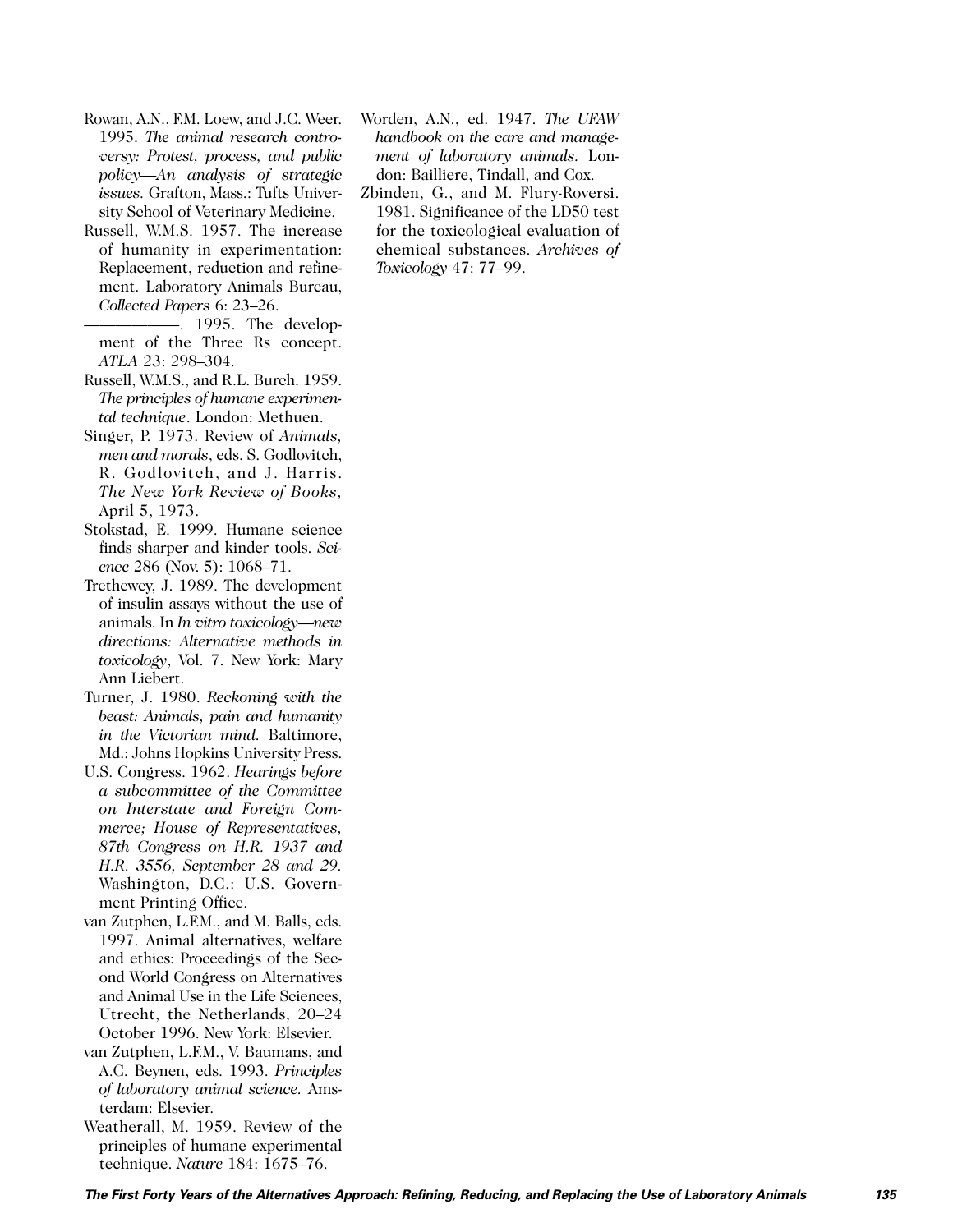Rowan, A.N., F.M. Loew, and J.C. Weer. 1995. *The animal research controversy: Protest, process, and public policy—An analysis of strategic issues*. Grafton, Mass.: Tufts University School of Veterinary Medicine.

Russell, W.M.S. 1957. The increase of humanity in experimentation: Replacement, reduction and refinement. Laboratory Animals Bureau, *Collected Papers* 6: 23–26.

———. 1995. The development of the Three Rs concept. *ATLA* 23: 298–304.

Russell, W.M.S., and R.L. Burch. 1959. *The principles of humane experimental technique*. London: Methuen.

Singer, P. 1973. Review of *Animals, men and morals*, eds. S. Godlovitch, R. Godlovitch, and J. Harris. *The New York Review of Books,* April 5, 1973.

Stokstad, E. 1999. Humane science finds sharper and kinder tools. *Science* 286 (Nov. 5): 1068–71.

Trethewey, J. 1989. The development of insulin assays without the use of animals. In *In vitro toxicology—new directions: Alternative methods in toxicology*, Vol. 7. New York: Mary Ann Liebert.

Turner, J. 1980. *Reckoning with the beast: Animals, pain and humanity in the Victorian mind.* Baltimore, Md.: Johns Hopkins University Press.

U.S. Congress. 1962. *Hearings before a subcommittee of the Committee on Interstate and Foreign Commerce; House of Representatives, 87th Congress on H.R. 1937 and H.R. 3556, September 28 and 29.* Washington, D.C.: U.S. Government Printing Office.

van Zutphen, L.F.M., and M. Balls, eds. 1997. Animal alternatives, welfare and ethics: Proceedings of the Second World Congress on Alternatives and Animal Use in the Life Sciences, Utrecht, the Netherlands, 20–24 October 1996. New York: Elsevier.

van Zutphen, L.F.M., V. Baumans, and A.C. Beynen, eds. 1993. *Principles of laboratory animal science.* Amsterdam: Elsevier.

Weatherall, M. 1959. Review of the principles of humane experimental technique. *Nature* 184: 1675–76.

Worden, A.N., ed. 1947. *The UFAW handbook on the care and management of laboratory animals.* London: Bailliere, Tindall, and Cox.

Zbinden, G., and M. Flury-Roversi. 1981. Significance of the LD50 test for the toxicological evaluation of chemical substances. *Archives of Toxicology* 47: 77–99.